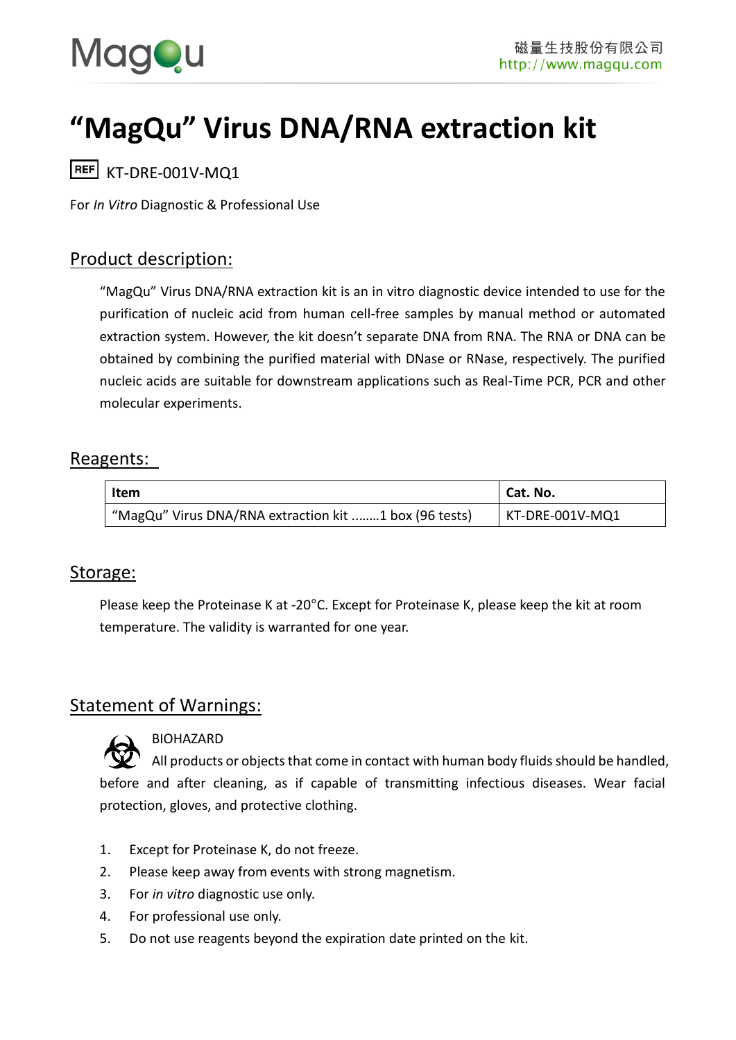# "MagQu" Virus DNA/RNA extraction kit

REF KT-DRE-001V-MQ1

For *In Vitro* Diagnostic & Professional Use

## Product description:

"MagQu" Virus DNA/RNA extraction kit is an in vitro diagnostic device intended to use for the purification of nucleic acid from human cell-free samples by manual method or automated extraction system. However, the kit doesn't separate DNA from RNA. The RNA or DNA can be obtained by combining the purified material with DNase or RNase, respectively. The purified nucleic acids are suitable for downstream applications such as Real-Time PCR, PCR and other molecular experiments.

## Reagents:

| Item | Cat. No. |
|---|---|
| "MagQu" Virus DNA/RNA extraction kit ........1 box (96 tests) | KT-DRE-001V-MQ1 |

## Storage:

Please keep the Proteinase K at -20°C. Except for Proteinase K, please keep the kit at room temperature. The validity is warranted for one year.

## Statement of Warnings:

BIOHAZARD

All products or objects that come in contact with human body fluids should be handled, before and after cleaning, as if capable of transmitting infectious diseases. Wear facial protection, gloves, and protective clothing.

1. Except for Proteinase K, do not freeze.
2. Please keep away from events with strong magnetism.
3. For *in vitro* diagnostic use only.
4. For professional use only.
5. Do not use reagents beyond the expiration date printed on the kit.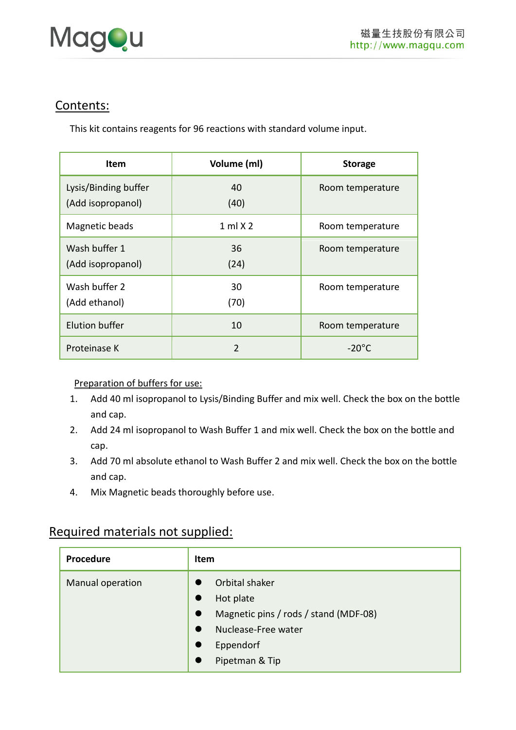## Contents:

This kit contains reagents for 96 reactions with standard volume input.

| Item | Volume (ml) | Storage |
|---|---|---|
| Lysis/Binding buffer<br>(Add isopropanol) | 40<br>(40) | Room temperature |
| Magnetic beads | 1 ml X 2 | Room temperature |
| Wash buffer 1<br>(Add isopropanol) | 36<br>(24) | Room temperature |
| Wash buffer 2<br>(Add ethanol) | 30<br>(70) | Room temperature |
| Elution buffer | 10 | Room temperature |
| Proteinase K | 2 | -20°C |

Preparation of buffers for use:

1. Add 40 ml isopropanol to Lysis/Binding Buffer and mix well. Check the box on the bottle and cap.
2. Add 24 ml isopropanol to Wash Buffer 1 and mix well. Check the box on the bottle and cap.
3. Add 70 ml absolute ethanol to Wash Buffer 2 and mix well. Check the box on the bottle and cap.
4. Mix Magnetic beads thoroughly before use.

## Required materials not supplied:

| Procedure | Item |
|---|---|
| Manual operation | • Orbital shaker<br>• Hot plate<br>• Magnetic pins / rods / stand (MDF-08)<br>• Nuclease-Free water<br>• Eppendorf<br>• Pipetman & Tip |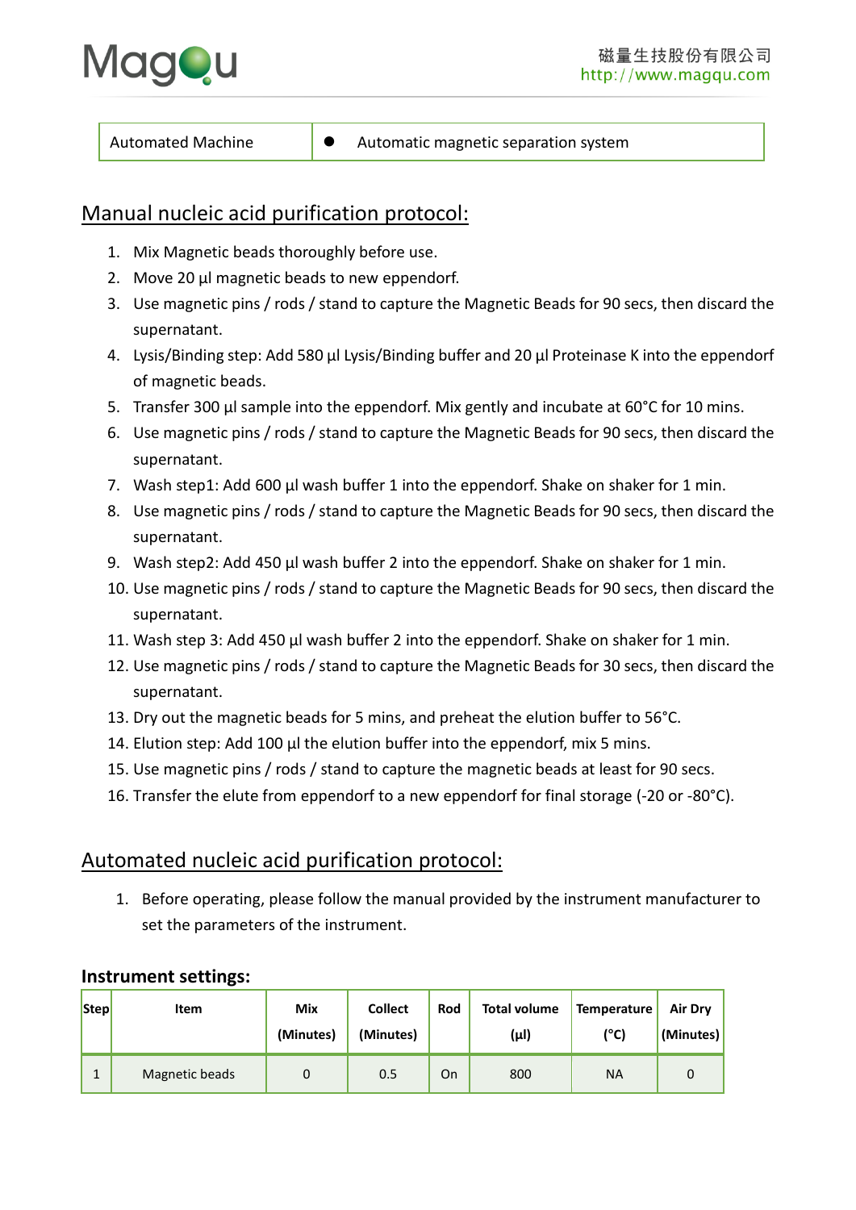| Automated Machine | ● Automatic magnetic separation system |
|---|---|

## Manual nucleic acid purification protocol:

1. Mix Magnetic beads thoroughly before use.
2. Move 20 µl magnetic beads to new eppendorf.
3. Use magnetic pins / rods / stand to capture the Magnetic Beads for 90 secs, then discard the supernatant.
4. Lysis/Binding step: Add 580 µl Lysis/Binding buffer and 20 µl Proteinase K into the eppendorf of magnetic beads.
5. Transfer 300 µl sample into the eppendorf. Mix gently and incubate at 60°C for 10 mins.
6. Use magnetic pins / rods / stand to capture the Magnetic Beads for 90 secs, then discard the supernatant.
7. Wash step1: Add 600 µl wash buffer 1 into the eppendorf. Shake on shaker for 1 min.
8. Use magnetic pins / rods / stand to capture the Magnetic Beads for 90 secs, then discard the supernatant.
9. Wash step2: Add 450 µl wash buffer 2 into the eppendorf. Shake on shaker for 1 min.
10. Use magnetic pins / rods / stand to capture the Magnetic Beads for 90 secs, then discard the supernatant.
11. Wash step 3: Add 450 µl wash buffer 2 into the eppendorf. Shake on shaker for 1 min.
12. Use magnetic pins / rods / stand to capture the Magnetic Beads for 30 secs, then discard the supernatant.
13. Dry out the magnetic beads for 5 mins, and preheat the elution buffer to 56°C.
14. Elution step: Add 100 µl the elution buffer into the eppendorf, mix 5 mins.
15. Use magnetic pins / rods / stand to capture the magnetic beads at least for 90 secs.
16. Transfer the elute from eppendorf to a new eppendorf for final storage (-20 or -80°C).

## Automated nucleic acid purification protocol:

1. Before operating, please follow the manual provided by the instrument manufacturer to set the parameters of the instrument.

### Instrument settings:

| Step | Item | Mix (Minutes) | Collect (Minutes) | Rod | Total volume (µl) | Temperature (°C) | Air Dry (Minutes) |
|---|---|---|---|---|---|---|---|
| 1 | Magnetic beads | 0 | 0.5 | On | 800 | NA | 0 |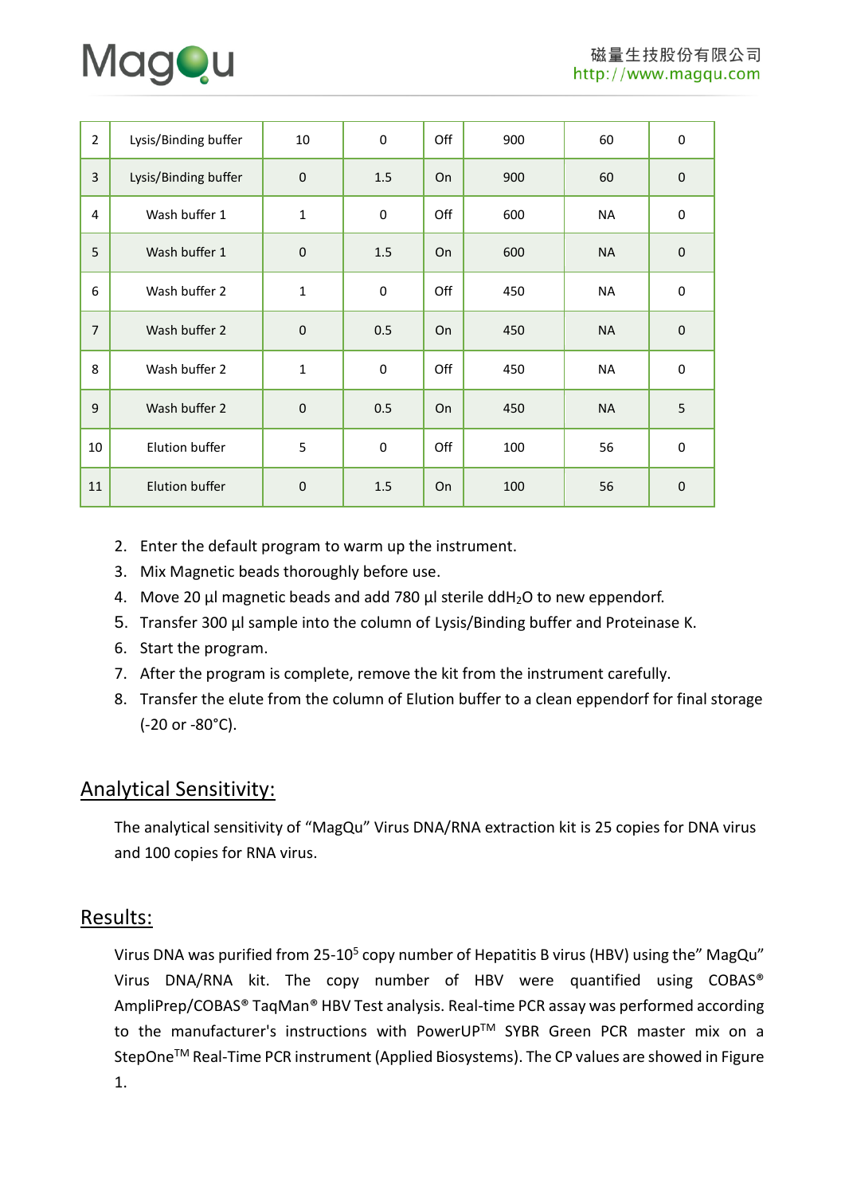| 2 | Lysis/Binding buffer | 10 | 0 | Off | 900 | 60 | 0 |
|---|---|---|---|---|---|---|---|
| 3 | Lysis/Binding buffer | 0 | 1.5 | On | 900 | 60 | 0 |
| 4 | Wash buffer 1 | 1 | 0 | Off | 600 | NA | 0 |
| 5 | Wash buffer 1 | 0 | 1.5 | On | 600 | NA | 0 |
| 6 | Wash buffer 2 | 1 | 0 | Off | 450 | NA | 0 |
| 7 | Wash buffer 2 | 0 | 0.5 | On | 450 | NA | 0 |
| 8 | Wash buffer 2 | 1 | 0 | Off | 450 | NA | 0 |
| 9 | Wash buffer 2 | 0 | 0.5 | On | 450 | NA | 5 |
| 10 | Elution buffer | 5 | 0 | Off | 100 | 56 | 0 |
| 11 | Elution buffer | 0 | 1.5 | On | 100 | 56 | 0 |

2. Enter the default program to warm up the instrument.
3. Mix Magnetic beads thoroughly before use.
4. Move 20 µl magnetic beads and add 780 µl sterile $ddH_2O$ to new eppendorf.
5. Transfer 300 µl sample into the column of Lysis/Binding buffer and Proteinase K.
6. Start the program.
7. After the program is complete, remove the kit from the instrument carefully.
8. Transfer the elute from the column of Elution buffer to a clean eppendorf for final storage (-20 or -80°C).

## Analytical Sensitivity:

The analytical sensitivity of "MagQu" Virus DNA/RNA extraction kit is 25 copies for DNA virus and 100 copies for RNA virus.

## Results:

Virus DNA was purified from 25-$10^5$ copy number of Hepatitis B virus (HBV) using the" MagQu" Virus DNA/RNA kit. The copy number of HBV were quantified using COBAS® AmpliPrep/COBAS® TaqMan® HBV Test analysis. Real-time PCR assay was performed according to the manufacturer's instructions with PowerUP™ SYBR Green PCR master mix on a StepOne™ Real-Time PCR instrument (Applied Biosystems). The CP values are showed in Figure 1.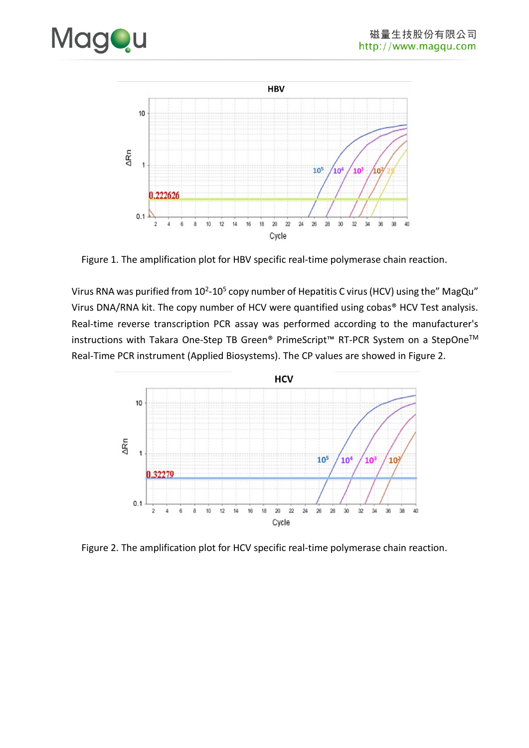Figure 1. The amplification plot for HBV specific real-time polymerase chain reaction.

Virus RNA was purified from $10^2$-$10^5$ copy number of Hepatitis C virus (HCV) using the” MagQu” Virus DNA/RNA kit. The copy number of HCV were quantified using cobas® HCV Test analysis. Real-time reverse transcription PCR assay was performed according to the manufacturer's instructions with Takara One-Step TB Green® PrimeScript™ RT-PCR System on a StepOne™ Real-Time PCR instrument (Applied Biosystems). The CP values are showed in Figure 2.

Figure 2. The amplification plot for HCV specific real-time polymerase chain reaction.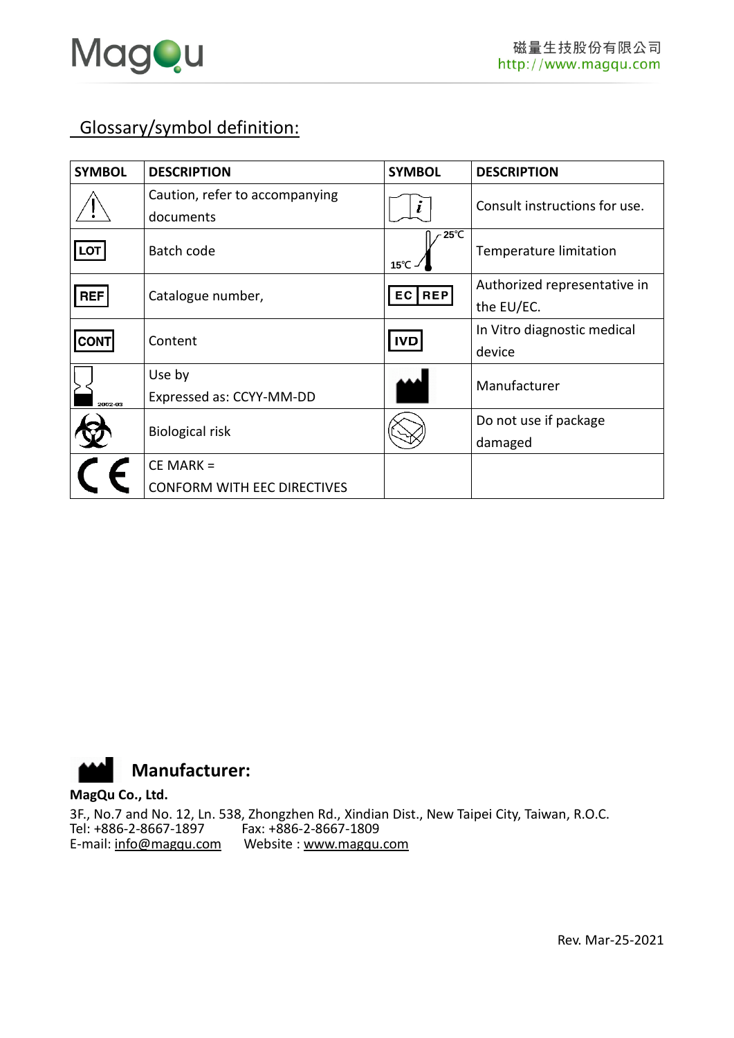## Glossary/symbol definition:

| SYMBOL | DESCRIPTION | SYMBOL | DESCRIPTION |
|---|---|---|---|
| | Caution, refer to accompanying documents | | Consult instructions for use. |
| LOT | Batch code | 15℃ 25℃ | Temperature limitation |
| REF | Catalogue number, | EC REP | Authorized representative in the EU/EC. |
| CONT | Content | IVD | In Vitro diagnostic medical device |
| 2002-03 | Use by<br>Expressed as: CCYY-MM-DD | | Manufacturer |
| | Biological risk | | Do not use if package damaged |
| CE | CE MARK =<br>CONFORM WITH EEC DIRECTIVES | | |

## Manufacturer:

**MagQu Co., Ltd.**

3F., No.7 and No. 12, Ln. 538, Zhongzhen Rd., Xindian Dist., New Taipei City, Taiwan, R.O.C.
Tel: +886-2-8667-1897 Fax: +886-2-8667-1809
E-mail: info@magqu.com Website : www.magqu.com

Rev. Mar-25-2021